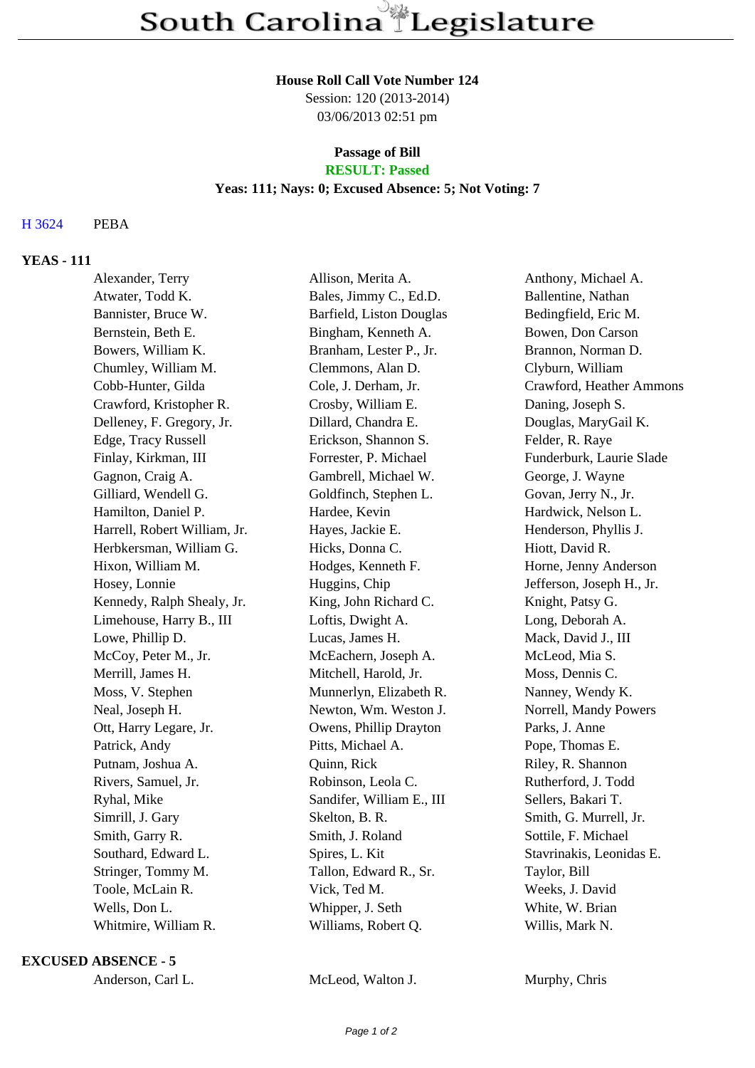# South Carolina Legislature

**House Roll Call Vote Number 124**
Session: 120 (2013-2014)
03/06/2013 02:51 pm

**Passage of Bill**
**RESULT: Passed**
**Yeas: 111; Nays: 0; Excused Absence: 5; Not Voting: 7**

H 3624 PEBA

## YEAS - 111

| | | |
|---|---|---|
| Alexander, Terry | Allison, Merita A. | Anthony, Michael A. |
| Atwater, Todd K. | Bales, Jimmy C., Ed.D. | Ballentine, Nathan |
| Bannister, Bruce W. | Barfield, Liston Douglas | Bedingfield, Eric M. |
| Bernstein, Beth E. | Bingham, Kenneth A. | Bowen, Don Carson |
| Bowers, William K. | Branham, Lester P., Jr. | Brannon, Norman D. |
| Chumley, William M. | Clemmons, Alan D. | Clyburn, William |
| Cobb-Hunter, Gilda | Cole, J. Derham, Jr. | Crawford, Heather Ammons |
| Crawford, Kristopher R. | Crosby, William E. | Daning, Joseph S. |
| Delleney, F. Gregory, Jr. | Dillard, Chandra E. | Douglas, MaryGail K. |
| Edge, Tracy Russell | Erickson, Shannon S. | Felder, R. Raye |
| Finlay, Kirkman, III | Forrester, P. Michael | Funderburk, Laurie Slade |
| Gagnon, Craig A. | Gambrell, Michael W. | George, J. Wayne |
| Gilliard, Wendell G. | Goldfinch, Stephen L. | Govan, Jerry N., Jr. |
| Hamilton, Daniel P. | Hardee, Kevin | Hardwick, Nelson L. |
| Harrell, Robert William, Jr. | Hayes, Jackie E. | Henderson, Phyllis J. |
| Herbkersman, William G. | Hicks, Donna C. | Hiott, David R. |
| Hixon, William M. | Hodges, Kenneth F. | Horne, Jenny Anderson |
| Hosey, Lonnie | Huggins, Chip | Jefferson, Joseph H., Jr. |
| Kennedy, Ralph Shealy, Jr. | King, John Richard C. | Knight, Patsy G. |
| Limehouse, Harry B., III | Loftis, Dwight A. | Long, Deborah A. |
| Lowe, Phillip D. | Lucas, James H. | Mack, David J., III |
| McCoy, Peter M., Jr. | McEachern, Joseph A. | McLeod, Mia S. |
| Merrill, James H. | Mitchell, Harold, Jr. | Moss, Dennis C. |
| Moss, V. Stephen | Munnerlyn, Elizabeth R. | Nanney, Wendy K. |
| Neal, Joseph H. | Newton, Wm. Weston J. | Norrell, Mandy Powers |
| Ott, Harry Legare, Jr. | Owens, Phillip Drayton | Parks, J. Anne |
| Patrick, Andy | Pitts, Michael A. | Pope, Thomas E. |
| Putnam, Joshua A. | Quinn, Rick | Riley, R. Shannon |
| Rivers, Samuel, Jr. | Robinson, Leola C. | Rutherford, J. Todd |
| Ryhal, Mike | Sandifer, William E., III | Sellers, Bakari T. |
| Simrill, J. Gary | Skelton, B. R. | Smith, G. Murrell, Jr. |
| Smith, Garry R. | Smith, J. Roland | Sottile, F. Michael |
| Southard, Edward L. | Spires, L. Kit | Stavrinakis, Leonidas E. |
| Stringer, Tommy M. | Tallon, Edward R., Sr. | Taylor, Bill |
| Toole, McLain R. | Vick, Ted M. | Weeks, J. David |
| Wells, Don L. | Whipper, J. Seth | White, W. Brian |
| Whitmire, William R. | Williams, Robert Q. | Willis, Mark N. |

## EXCUSED ABSENCE - 5

| | | |
|---|---|---|
| Anderson, Carl L. | McLeod, Walton J. | Murphy, Chris |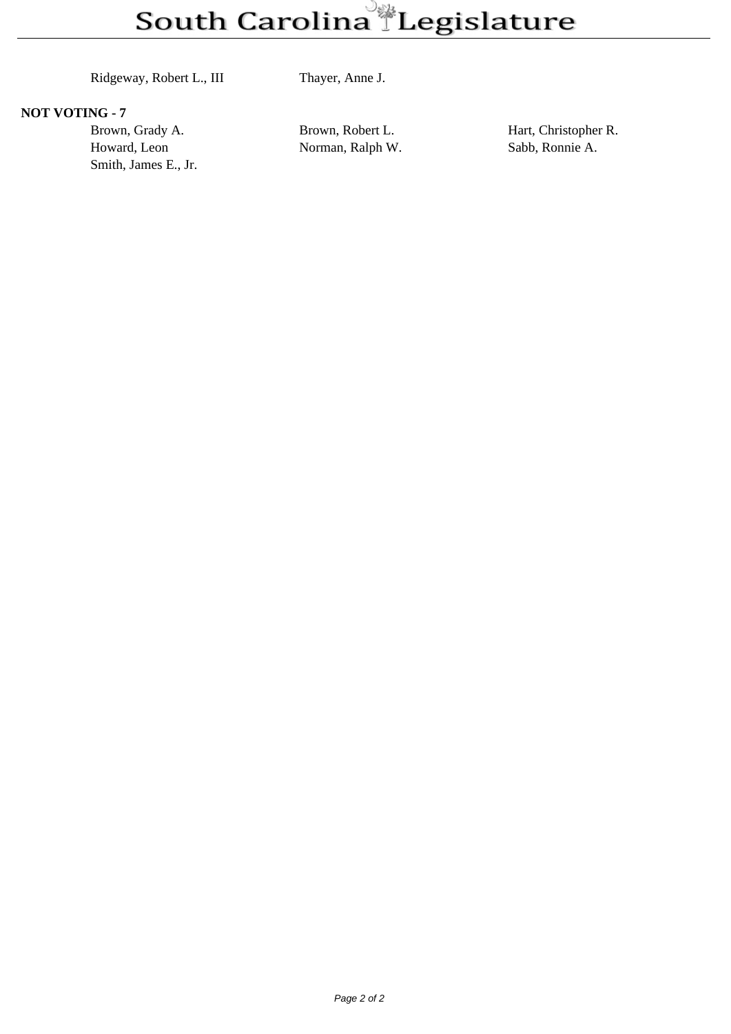Ridgeway, Robert L., III
Thayer, Anne J.

**NOT VOTING - 7**

Brown, Grady A.
Brown, Robert L.
Hart, Christopher R.
Howard, Leon
Norman, Ralph W.
Sabb, Ronnie A.
Smith, James E., Jr.